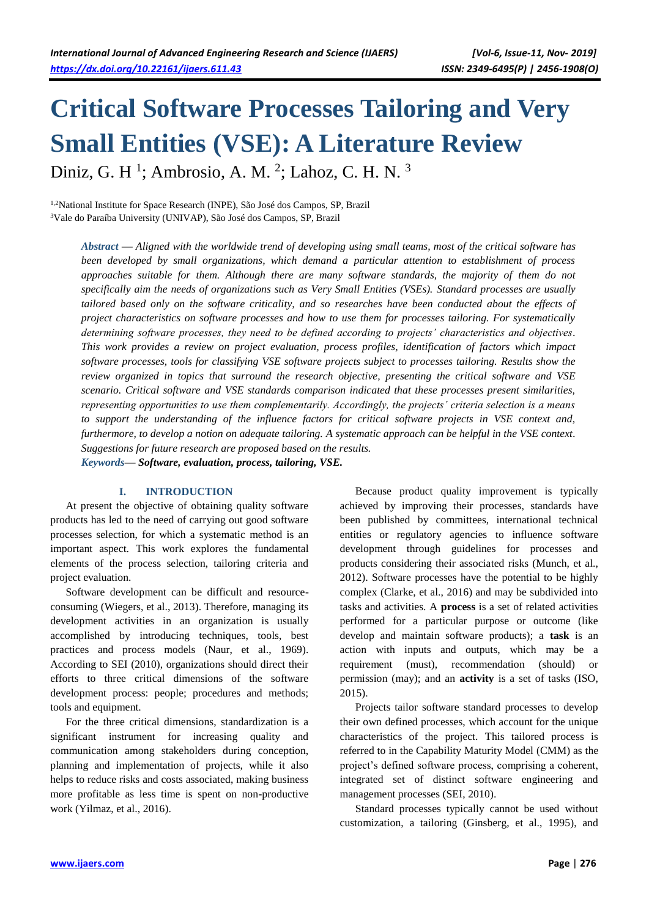# Critical Software Processes Tailoring and Very Small Entities (VSE): A Literature Review

Diniz, G. H [1]; Ambrosio, A. M. [2]; Lahoz, C. H. N. [3]

[1,2]National Institute for Space Research (INPE), São José dos Campos, SP, Brazil
[3]Vale do Paraíba University (UNIVAP), São José dos Campos, SP, Brazil

***Abstract* — *Aligned with the worldwide trend of developing using small teams, most of the critical software has been developed by small organizations, which demand a particular attention to establishment of process approaches suitable for them. Although there are many software standards, the majority of them do not specifically aim the needs of organizations such as Very Small Entities (VSEs). Standard processes are usually tailored based only on the software criticality, and so researches have been conducted about the effects of project characteristics on software processes and how to use them for processes tailoring. For systematically determining software processes, they need to be defined according to projects' characteristics and objectives. This work provides a review on project evaluation, process profiles, identification of factors which impact software processes, tools for classifying VSE software projects subject to processes tailoring. Results show the review organized in topics that surround the research objective, presenting the critical software and VSE scenario. Critical software and VSE standards comparison indicated that these processes present similarities, representing opportunities to use them complementarily. Accordingly, the projects' criteria selection is a means to support the understanding of the influence factors for critical software projects in VSE context and, furthermore, to develop a notion on adequate tailoring. A systematic approach can be helpful in the VSE context. Suggestions for future research are proposed based on the results.*

***Keywords*— *Software, evaluation, process, tailoring, VSE.***

## I. INTRODUCTION

At present the objective of obtaining quality software products has led to the need of carrying out good software processes selection, for which a systematic method is an important aspect. This work explores the fundamental elements of the process selection, tailoring criteria and project evaluation.

Software development can be difficult and resource-consuming (Wiegers, et al., 2013). Therefore, managing its development activities in an organization is usually accomplished by introducing techniques, tools, best practices and process models (Naur, et al., 1969). According to SEI (2010), organizations should direct their efforts to three critical dimensions of the software development process: people; procedures and methods; tools and equipment.

For the three critical dimensions, standardization is a significant instrument for increasing quality and communication among stakeholders during conception, planning and implementation of projects, while it also helps to reduce risks and costs associated, making business more profitable as less time is spent on non-productive work (Yilmaz, et al., 2016).

Because product quality improvement is typically achieved by improving their processes, standards have been published by committees, international technical entities or regulatory agencies to influence software development through guidelines for processes and products considering their associated risks (Munch, et al., 2012). Software processes have the potential to be highly complex (Clarke, et al., 2016) and may be subdivided into tasks and activities. A **process** is a set of related activities performed for a particular purpose or outcome (like develop and maintain software products); a **task** is an action with inputs and outputs, which may be a requirement (must), recommendation (should) or permission (may); and an **activity** is a set of tasks (ISO, 2015).

Projects tailor software standard processes to develop their own defined processes, which account for the unique characteristics of the project. This tailored process is referred to in the Capability Maturity Model (CMM) as the project's defined software process, comprising a coherent, integrated set of distinct software engineering and management processes (SEI, 2010).

Standard processes typically cannot be used without customization, a tailoring (Ginsberg, et al., 1995), and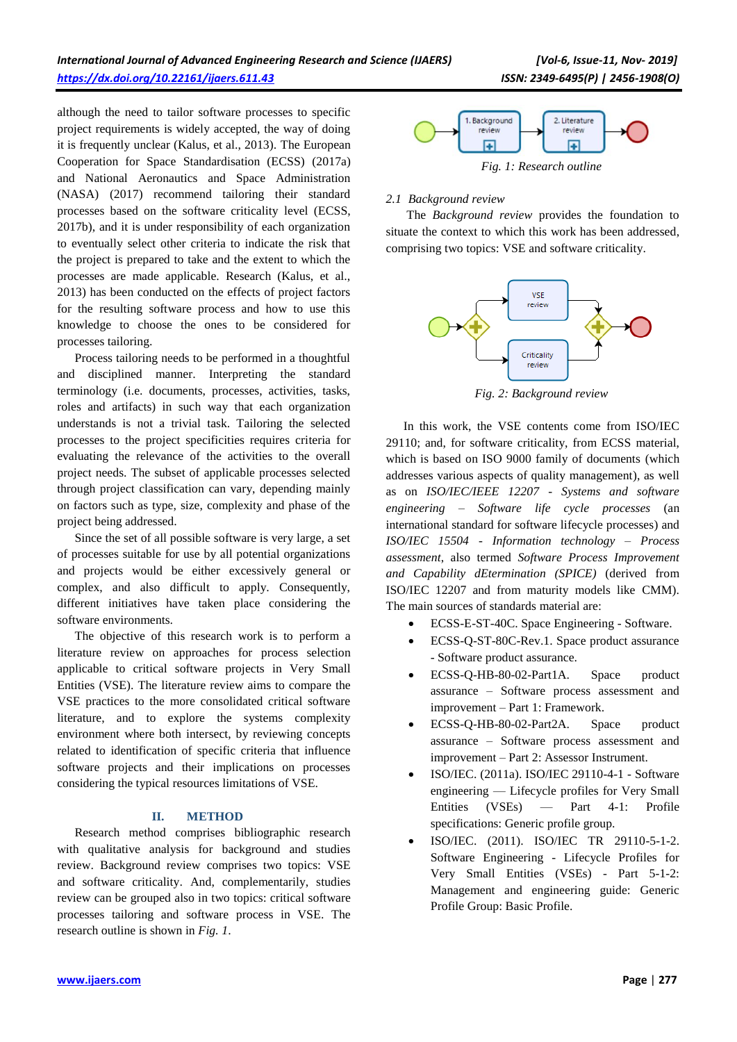although the need to tailor software processes to specific project requirements is widely accepted, the way of doing it is frequently unclear (Kalus, et al., 2013). The European Cooperation for Space Standardisation (ECSS) (2017a) and National Aeronautics and Space Administration (NASA) (2017) recommend tailoring their standard processes based on the software criticality level (ECSS, 2017b), and it is under responsibility of each organization to eventually select other criteria to indicate the risk that the project is prepared to take and the extent to which the processes are made applicable. Research (Kalus, et al., 2013) has been conducted on the effects of project factors for the resulting software process and how to use this knowledge to choose the ones to be considered for processes tailoring.

Process tailoring needs to be performed in a thoughtful and disciplined manner. Interpreting the standard terminology (i.e. documents, processes, activities, tasks, roles and artifacts) in such way that each organization understands is not a trivial task. Tailoring the selected processes to the project specificities requires criteria for evaluating the relevance of the activities to the overall project needs. The subset of applicable processes selected through project classification can vary, depending mainly on factors such as type, size, complexity and phase of the project being addressed.

Since the set of all possible software is very large, a set of processes suitable for use by all potential organizations and projects would be either excessively general or complex, and also difficult to apply. Consequently, different initiatives have taken place considering the software environments.

The objective of this research work is to perform a literature review on approaches for process selection applicable to critical software projects in Very Small Entities (VSE). The literature review aims to compare the VSE practices to the more consolidated critical software literature, and to explore the systems complexity environment where both intersect, by reviewing concepts related to identification of specific criteria that influence software projects and their implications on processes considering the typical resources limitations of VSE.

## II. METHOD

Research method comprises bibliographic research with qualitative analysis for background and studies review. Background review comprises two topics: VSE and software criticality. And, complementarily, studies review can be grouped also in two topics: critical software processes tailoring and software process in VSE. The research outline is shown in *Fig. 1*.

1. Background review → 2. Literature review

*Fig. 1: Research outline*

### 2.1 Background review

The *Background review* provides the foundation to situate the context to which this work has been addressed, comprising two topics: VSE and software criticality.

VSE review / Criticality review

*Fig. 2: Background review*

In this work, the VSE contents come from ISO/IEC 29110; and, for software criticality, from ECSS material, which is based on ISO 9000 family of documents (which addresses various aspects of quality management), as well as on *ISO/IEC/IEEE 12207 - Systems and software engineering – Software life cycle processes* (an international standard for software lifecycle processes) and *ISO/IEC 15504 - Information technology – Process assessment*, also termed *Software Process Improvement and Capability dEtermination (SPICE)* (derived from ISO/IEC 12207 and from maturity models like CMM). The main sources of standards material are:

- ECSS-E-ST-40C. Space Engineering - Software.
- ECSS-Q-ST-80C-Rev.1. Space product assurance - Software product assurance.
- ECSS-Q-HB-80-02-Part1A. Space product assurance – Software process assessment and improvement – Part 1: Framework.
- ECSS-Q-HB-80-02-Part2A. Space product assurance – Software process assessment and improvement – Part 2: Assessor Instrument.
- ISO/IEC. (2011a). ISO/IEC 29110-4-1 - Software engineering — Lifecycle profiles for Very Small Entities (VSEs) — Part 4-1: Profile specifications: Generic profile group.
- ISO/IEC. (2011). ISO/IEC TR 29110-5-1-2. Software Engineering - Lifecycle Profiles for Very Small Entities (VSEs) - Part 5-1-2: Management and engineering guide: Generic Profile Group: Basic Profile.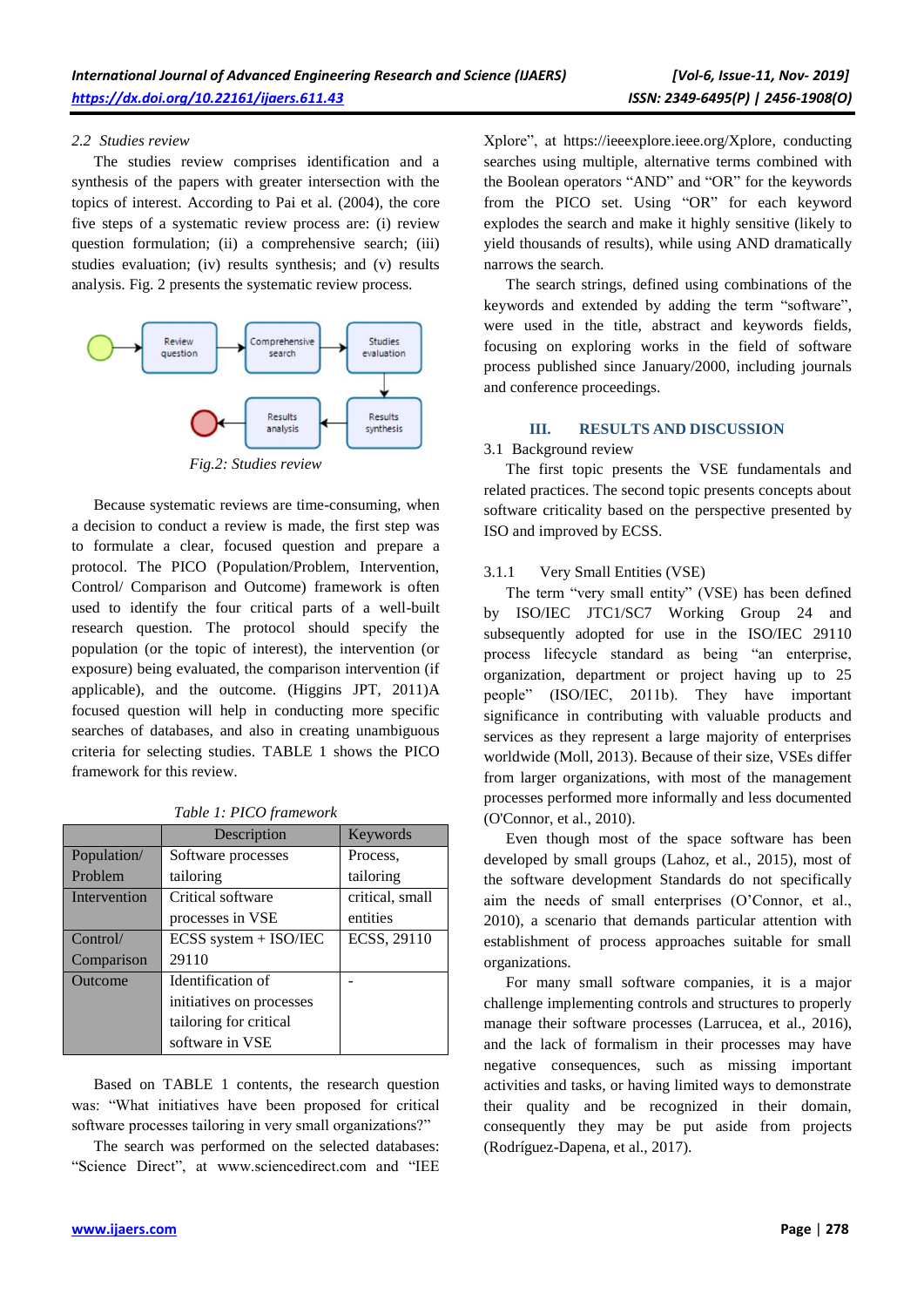### 2.2 Studies review

The studies review comprises identification and a synthesis of the papers with greater intersection with the topics of interest. According to Pai et al. (2004), the core five steps of a systematic review are: (i) review question formulation; (ii) a comprehensive search; (iii) studies evaluation; (iv) results synthesis; and (v) results analysis. Fig. 2 presents the systematic review process.

Review question → Comprehensive search → Studies evaluation → Results synthesis → Results analysis

*Fig.2: Studies review*

Because systematic reviews are time-consuming, when a decision to conduct a review is made, the first step was to formulate a clear, focused question and prepare a protocol. The PICO (Population/Problem, Intervention, Control/ Comparison and Outcome) framework is often used to identify the four critical parts of a well-built research question. The protocol should specify the population (or the topic of interest), the intervention (or exposure) being evaluated, the comparison intervention (if applicable), and the outcome. (Higgins JPT, 2011)A focused question will help in conducting more specific searches of databases, and also in creating unambiguous criteria for selecting studies. TABLE 1 shows the PICO framework for this review.

*Table 1: PICO framework*

| | Description | Keywords |
|---|---|---|
| Population/ Problem | Software processes tailoring | Process, tailoring |
| Intervention | Critical software processes in VSE | critical, small entities |
| Control/ Comparison | ECSS system + ISO/IEC 29110 | ECSS, 29110 |
| Outcome | Identification of initiatives on processes tailoring for critical software in VSE | - |

Based on TABLE 1 contents, the research question was: "What initiatives have been proposed for critical software processes tailoring in very small organizations?"

The search was performed on the selected databases: "Science Direct", at www.sciencedirect.com and "IEE Xplore", at https://ieeexplore.ieee.org/Xplore, conducting searches using multiple, alternative terms combined with the Boolean operators "AND" and "OR" for the keywords from the PICO set. Using "OR" for each keyword explodes the search and make it highly sensitive (likely to yield thousands of results), while using AND dramatically narrows the search.

The search strings, defined using combinations of the keywords and extended by adding the term "software", were used in the title, abstract and keywords fields, focusing on exploring works in the field of software process published since January/2000, including journals and conference proceedings.

## III. RESULTS AND DISCUSSION

### 3.1 Background review

The first topic presents the VSE fundamentals and related practices. The second topic presents concepts about software criticality based on the perspective presented by ISO and improved by ECSS.

#### 3.1.1 Very Small Entities (VSE)

The term "very small entity" (VSE) has been defined by ISO/IEC JTC1/SC7 Working Group 24 and subsequently adopted for use in the ISO/IEC 29110 process lifecycle standard as being "an enterprise, organization, department or project having up to 25 people" (ISO/IEC, 2011b). They have important significance in contributing with valuable products and services as they represent a large majority of enterprises worldwide (Moll, 2013). Because of their size, VSEs differ from larger organizations, with most of the management processes performed more informally and less documented (O'Connor, et al., 2010).

Even though most of the space software has been developed by small groups (Lahoz, et al., 2015), most of the software development Standards do not specifically aim the needs of small enterprises (O'Connor, et al., 2010), a scenario that demands particular attention with establishment of process approaches suitable for small organizations.

For many small software companies, it is a major challenge implementing controls and structures to properly manage their software processes (Larrucea, et al., 2016), and the lack of formalism in their processes may have negative consequences, such as missing important activities and tasks, or having limited ways to demonstrate their quality and be recognized in their domain, consequently they may be put aside from projects (Rodríguez-Dapena, et al., 2017).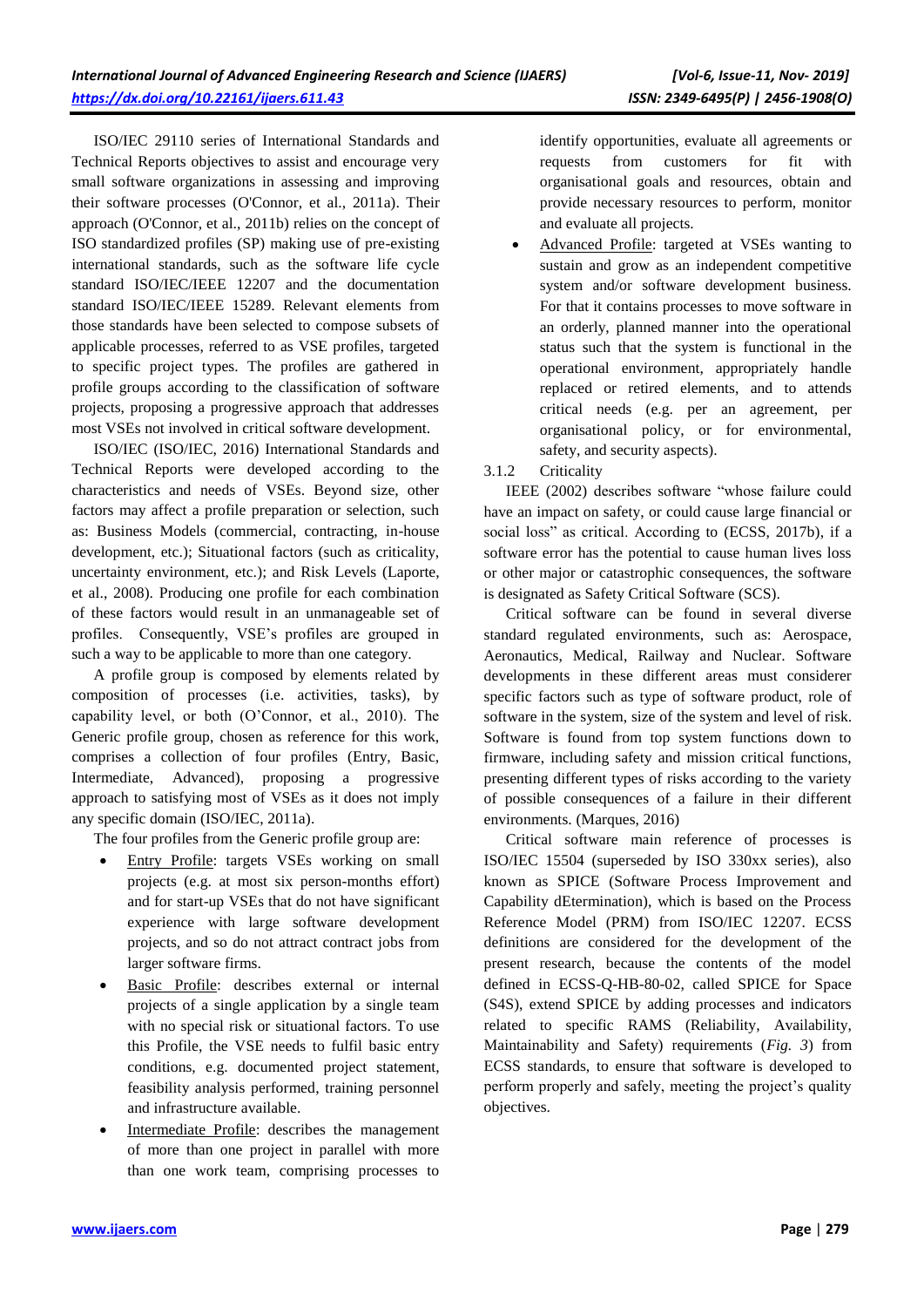ISO/IEC 29110 series of International Standards and Technical Reports objectives to assist and encourage very small software organizations in assessing and improving their software processes (O'Connor, et al., 2011a). Their approach (O'Connor, et al., 2011b) relies on the concept of ISO standardized profiles (SP) making use of pre-existing international standards, such as the software life cycle standard ISO/IEC/IEEE 12207 and the documentation standard ISO/IEC/IEEE 15289. Relevant elements from those standards have been selected to compose subsets of applicable processes, referred to as VSE profiles, targeted to specific project types. The profiles are gathered in profile groups according to the classification of software projects, proposing a progressive approach that addresses most VSEs not involved in critical software development.

ISO/IEC (ISO/IEC, 2016) International Standards and Technical Reports were developed according to the characteristics and needs of VSEs. Beyond size, other factors may affect a profile preparation or selection, such as: Business Models (commercial, contracting, in-house development, etc.); Situational factors (such as criticality, uncertainty environment, etc.); and Risk Levels (Laporte, et al., 2008). Producing one profile for each combination of these factors would result in an unmanageable set of profiles. Consequently, VSE's profiles are grouped in such a way to be applicable to more than one category.

A profile group is composed by elements related by composition of processes (i.e. activities, tasks), by capability level, or both (O'Connor, et al., 2010). The Generic profile group, chosen as reference for this work, comprises a collection of four profiles (Entry, Basic, Intermediate, Advanced), proposing a progressive approach to satisfying most of VSEs as it does not imply any specific domain (ISO/IEC, 2011a).

The four profiles from the Generic profile group are:

- Entry Profile: targets VSEs working on small projects (e.g. at most six person-months effort) and for start-up VSEs that do not have significant experience with large software development projects, and so do not attract contract jobs from larger software firms.
- Basic Profile: describes external or internal projects of a single application by a single team with no special risk or situational factors. To use this Profile, the VSE needs to fulfil basic entry conditions, e.g. documented project statement, feasibility analysis performed, training personnel and infrastructure available.
- Intermediate Profile: describes the management of more than one project in parallel with more than one work team, comprising processes to identify opportunities, evaluate all agreements or requests from customers for fit with organisational goals and resources, obtain and provide necessary resources to perform, monitor and evaluate all projects.
- Advanced Profile: targeted at VSEs wanting to sustain and grow as an independent competitive system and/or software development business. For that it contains processes to move software in an orderly, planned manner into the operational status such that the system is functional in the operational environment, appropriately handle replaced or retired elements, and to attends critical needs (e.g. per an agreement, per organisational policy, or for environmental, safety, and security aspects).

3.1.2 Criticality

IEEE (2002) describes software "whose failure could have an impact on safety, or could cause large financial or social loss" as critical. According to (ECSS, 2017b), if a software error has the potential to cause human lives loss or other major or catastrophic consequences, the software is designated as Safety Critical Software (SCS).

Critical software can be found in several diverse standard regulated environments, such as: Aerospace, Aeronautics, Medical, Railway and Nuclear. Software developments in these different areas must considerer specific factors such as type of software product, role of software in the system, size of the system and level of risk. Software is found from top system functions down to firmware, including safety and mission critical functions, presenting different types of risks according to the variety of possible consequences of a failure in their different environments. (Marques, 2016)

Critical software main reference of processes is ISO/IEC 15504 (superseded by ISO 330xx series), also known as SPICE (Software Process Improvement and Capability dEtermination), which is based on the Process Reference Model (PRM) from ISO/IEC 12207. ECSS definitions are considered for the development of the present research, because the contents of the model defined in ECSS-Q-HB-80-02, called SPICE for Space (S4S), extend SPICE by adding processes and indicators related to specific RAMS (Reliability, Availability, Maintainability and Safety) requirements (*Fig. 3*) from ECSS standards, to ensure that software is developed to perform properly and safely, meeting the project's quality objectives.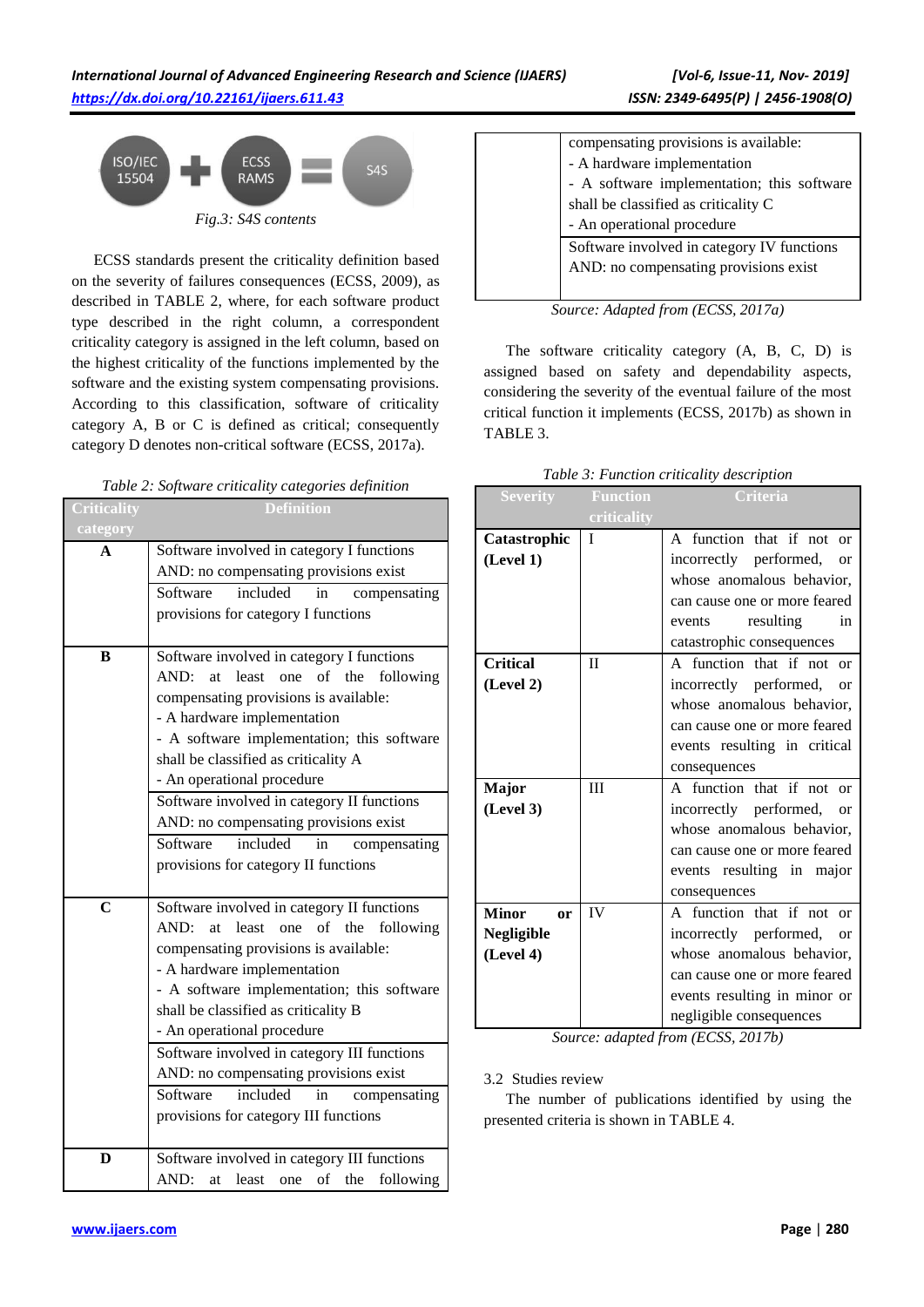ISO/IEC 15504 + ECSS RAMS = S4S

*Fig.3: S4S contents*

ECSS standards present the criticality definition based on the severity of failures consequences (ECSS, 2009), as described in TABLE 2, where, for each software product type described in the right column, a correspondent criticality category is assigned in the left column, based on the highest criticality of the functions implemented by the software and the existing system compensating provisions. According to this classification, software of criticality category A, B or C is defined as critical; consequently category D denotes non-critical software (ECSS, 2017a).

*Table 2: Software criticality categories definition*

| Criticality category | Definition |
|---|---|
| **A** | Software involved in category I functions AND: no compensating provisions exist |
| | Software included in compensating provisions for category I functions |
| **B** | Software involved in category I functions AND: at least one of the following compensating provisions is available:<br>- A hardware implementation<br>- A software implementation; this software shall be classified as criticality A<br>- An operational procedure |
| | Software involved in category II functions AND: no compensating provisions exist |
| | Software included in compensating provisions for category II functions |
| **C** | Software involved in category II functions AND: at least one of the following compensating provisions is available:<br>- A hardware implementation<br>- A software implementation; this software shall be classified as criticality B<br>- An operational procedure |
| | Software involved in category III functions AND: no compensating provisions exist |
| | Software included in compensating provisions for category III functions |
| **D** | Software involved in category III functions AND: at least one of the following compensating provisions is available:<br>- A hardware implementation<br>- A software implementation; this software shall be classified as criticality C<br>- An operational procedure |
| | Software involved in category IV functions AND: no compensating provisions exist |

Source: Adapted from (ECSS, 2017a)

The software criticality category (A, B, C, D) is assigned based on safety and dependability aspects, considering the severity of the eventual failure of the most critical function it implements (ECSS, 2017b) as shown in TABLE 3.

*Table 3: Function criticality description*

| Severity | Function criticality | Criteria |
|---|---|---|
| **Catastrophic (Level 1)** | I | A function that if not or incorrectly performed, or whose anomalous behavior, can cause one or more feared events resulting in catastrophic consequences |
| **Critical (Level 2)** | II | A function that if not or incorrectly performed, or whose anomalous behavior, can cause one or more feared events resulting in critical consequences |
| **Major (Level 3)** | III | A function that if not or incorrectly performed, or whose anomalous behavior, can cause one or more feared events resulting in major consequences |
| **Minor or Negligible (Level 4)** | IV | A function that if not or incorrectly performed, or whose anomalous behavior, can cause one or more feared events resulting in minor or negligible consequences |

Source: adapted from (ECSS, 2017b)

### 3.2 Studies review

The number of publications identified by using the presented criteria is shown in TABLE 4.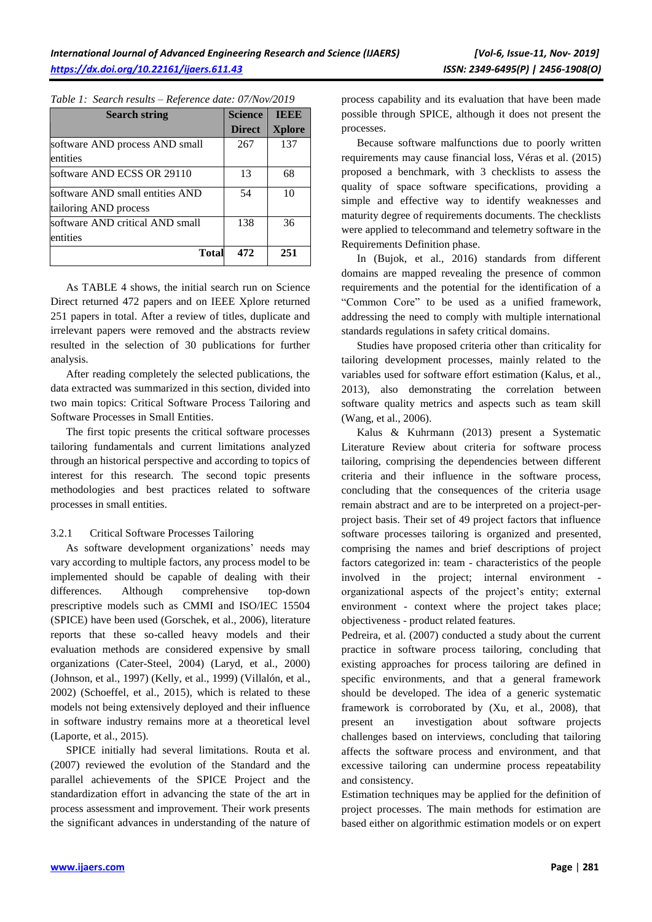*Table 1: Search results – Reference date: 07/Nov/2019*

| Search string | Science Direct | IEEE Xplore |
|---|---|---|
| software AND process AND small entities | 267 | 137 |
| software AND ECSS OR 29110 | 13 | 68 |
| software AND small entities AND tailoring AND process | 54 | 10 |
| software AND critical AND small entities | 138 | 36 |
| **Total** | **472** | **251** |

As TABLE 4 shows, the initial search run on Science Direct returned 472 papers and on IEEE Xplore returned 251 papers in total. After a review of titles, duplicate and irrelevant papers were removed and the abstracts review resulted in the selection of 30 publications for further analysis.

After reading completely the selected publications, the data extracted was summarized in this section, divided into two main topics: Critical Software Process Tailoring and Software Processes in Small Entities.

The first topic presents the critical software processes tailoring fundamentals and current limitations analyzed through an historical perspective and according to topics of interest for this research. The second topic presents methodologies and best practices related to software processes in small entities.

### 3.2.1 Critical Software Processes Tailoring

As software development organizations' needs may vary according to multiple factors, any process model to be implemented should be capable of dealing with their differences. Although comprehensive top-down prescriptive models such as CMMI and ISO/IEC 15504 (SPICE) have been used (Gorschek, et al., 2006), literature reports that these so-called heavy models and their evaluation methods are considered expensive by small organizations (Cater-Steel, 2004) (Laryd, et al., 2000) (Johnson, et al., 1997) (Kelly, et al., 1999) (Villalón, et al., 2002) (Schoeffel, et al., 2015), which is related to these models not being extensively deployed and their influence in software industry remains more at a theoretical level (Laporte, et al., 2015).

SPICE initially had several limitations. Routa et al. (2007) reviewed the evolution of the Standard and the parallel achievements of the SPICE Project and the standardization effort in advancing the state of the art in process assessment and improvement. Their work presents the significant advances in understanding of the nature of process capability and its evaluation that have been made possible through SPICE, although it does not present the processes.

Because software malfunctions due to poorly written requirements may cause financial loss, Véras et al. (2015) proposed a benchmark, with 3 checklists to assess the quality of space software specifications, providing a simple and effective way to identify weaknesses and maturity degree of requirements documents. The checklists were applied to telecommand and telemetry software in the Requirements Definition phase.

In (Bujok, et al., 2016) standards from different domains are mapped revealing the presence of common requirements and the potential for the identification of a "Common Core" to be used as a unified framework, addressing the need to comply with multiple international standards regulations in safety critical domains.

Studies have proposed criteria other than criticality for tailoring development processes, mainly related to the variables used for software effort estimation (Kalus, et al., 2013), also demonstrating the correlation between software quality metrics and aspects such as team skill (Wang, et al., 2006).

Kalus & Kuhrmann (2013) present a Systematic Literature Review about criteria for software process tailoring, comprising the dependencies between different criteria and their influence in the software process, concluding that the consequences of the criteria usage remain abstract and are to be interpreted on a project-per-project basis. Their set of 49 project factors that influence software processes tailoring is organized and presented, comprising the names and brief descriptions of project factors categorized in: team - characteristics of the people involved in the project; internal environment - organizational aspects of the project's entity; external environment - context where the project takes place; objectiveness - product related features.

Pedreira, et al. (2007) conducted a study about the current practice in software process tailoring, concluding that existing approaches for process tailoring are defined in specific environments, and that a general framework should be developed. The idea of a generic systematic framework is corroborated by (Xu, et al., 2008), that present an investigation about software projects challenges based on interviews, concluding that tailoring affects the software process and environment, and that excessive tailoring can undermine process repeatability and consistency.

Estimation techniques may be applied for the definition of project processes. The main methods for estimation are based either on algorithmic estimation models or on expert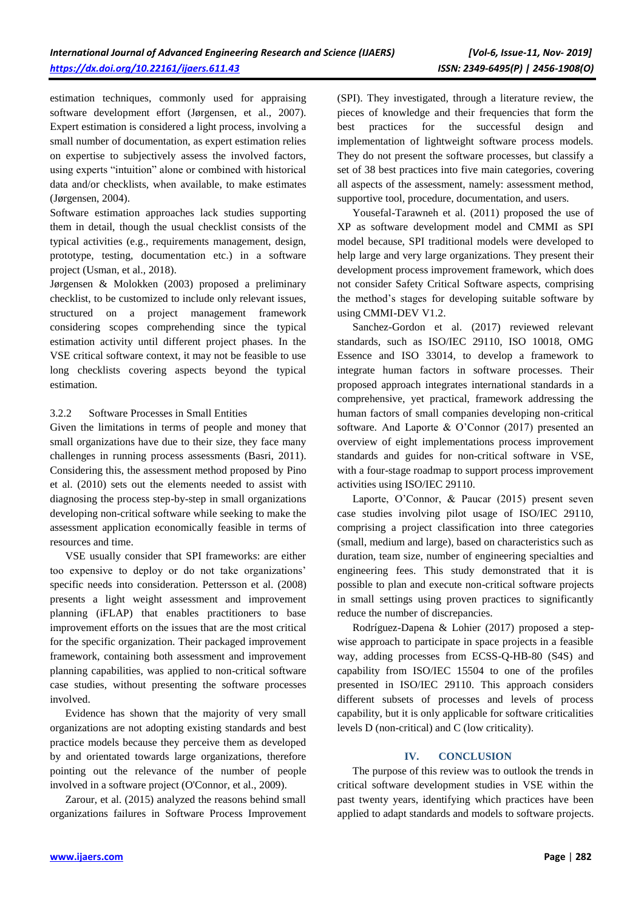estimation techniques, commonly used for appraising software development effort (Jørgensen, et al., 2007). Expert estimation is considered a light process, involving a small number of documentation, as expert estimation relies on expertise to subjectively assess the involved factors, using experts "intuition" alone or combined with historical data and/or checklists, when available, to make estimates (Jørgensen, 2004).

Software estimation approaches lack studies supporting them in detail, though the usual checklist consists of the typical activities (e.g., requirements management, design, prototype, testing, documentation etc.) in a software project (Usman, et al., 2018).

Jørgensen & Molokken (2003) proposed a preliminary checklist, to be customized to include only relevant issues, structured on a project management framework considering scopes comprehending since the typical estimation activity until different project phases. In the VSE critical software context, it may not be feasible to use long checklists covering aspects beyond the typical estimation.

### 3.2.2 Software Processes in Small Entities

Given the limitations in terms of people and money that small organizations have due to their size, they face many challenges in running process assessments (Basri, 2011). Considering this, the assessment method proposed by Pino et al. (2010) sets out the elements needed to assist with diagnosing the process step-by-step in small organizations developing non-critical software while seeking to make the assessment application economically feasible in terms of resources and time.

VSE usually consider that SPI frameworks: are either too expensive to deploy or do not take organizations' specific needs into consideration. Pettersson et al. (2008) presents a light weight assessment and improvement planning (iFLAP) that enables practitioners to base improvement efforts on the issues that are the most critical for the specific organization. Their packaged improvement framework, containing both assessment and improvement planning capabilities, was applied to non-critical software case studies, without presenting the software processes involved.

Evidence has shown that the majority of very small organizations are not adopting existing standards and best practice models because they perceive them as developed by and orientated towards large organizations, therefore pointing out the relevance of the number of people involved in a software project (O'Connor, et al., 2009).

Zarour, et al. (2015) analyzed the reasons behind small organizations failures in Software Process Improvement (SPI). They investigated, through a literature review, the pieces of knowledge and their frequencies that form the best practices for the successful design and implementation of lightweight software process models. They do not present the software processes, but classify a set of 38 best practices into five main categories, covering all aspects of the assessment, namely: assessment method, supportive tool, procedure, documentation, and users.

Yousefal-Tarawneh et al. (2011) proposed the use of XP as software development model and CMMI as SPI model because, SPI traditional models were developed to help large and very large organizations. They present their development process improvement framework, which does not consider Safety Critical Software aspects, comprising the method's stages for developing suitable software by using CMMI-DEV V1.2.

Sanchez-Gordon et al. (2017) reviewed relevant standards, such as ISO/IEC 29110, ISO 10018, OMG Essence and ISO 33014, to develop a framework to integrate human factors in software processes. Their proposed approach integrates international standards in a comprehensive, yet practical, framework addressing the human factors of small companies developing non-critical software. And Laporte & O'Connor (2017) presented an overview of eight implementations process improvement standards and guides for non-critical software in VSE, with a four-stage roadmap to support process improvement activities using ISO/IEC 29110.

Laporte, O'Connor, & Paucar (2015) present seven case studies involving pilot usage of ISO/IEC 29110, comprising a project classification into three categories (small, medium and large), based on characteristics such as duration, team size, number of engineering specialties and engineering fees. This study demonstrated that it is possible to plan and execute non-critical software projects in small settings using proven practices to significantly reduce the number of discrepancies.

Rodríguez-Dapena & Lohier (2017) proposed a step-wise approach to participate in space projects in a feasible way, adding processes from ECSS-Q-HB-80 (S4S) and capability from ISO/IEC 15504 to one of the profiles presented in ISO/IEC 29110. This approach considers different subsets of processes and levels of process capability, but it is only applicable for software criticalities levels D (non-critical) and C (low criticality).

## IV. CONCLUSION

The purpose of this review was to outlook the trends in critical software development studies in VSE within the past twenty years, identifying which practices have been applied to adapt standards and models to software projects.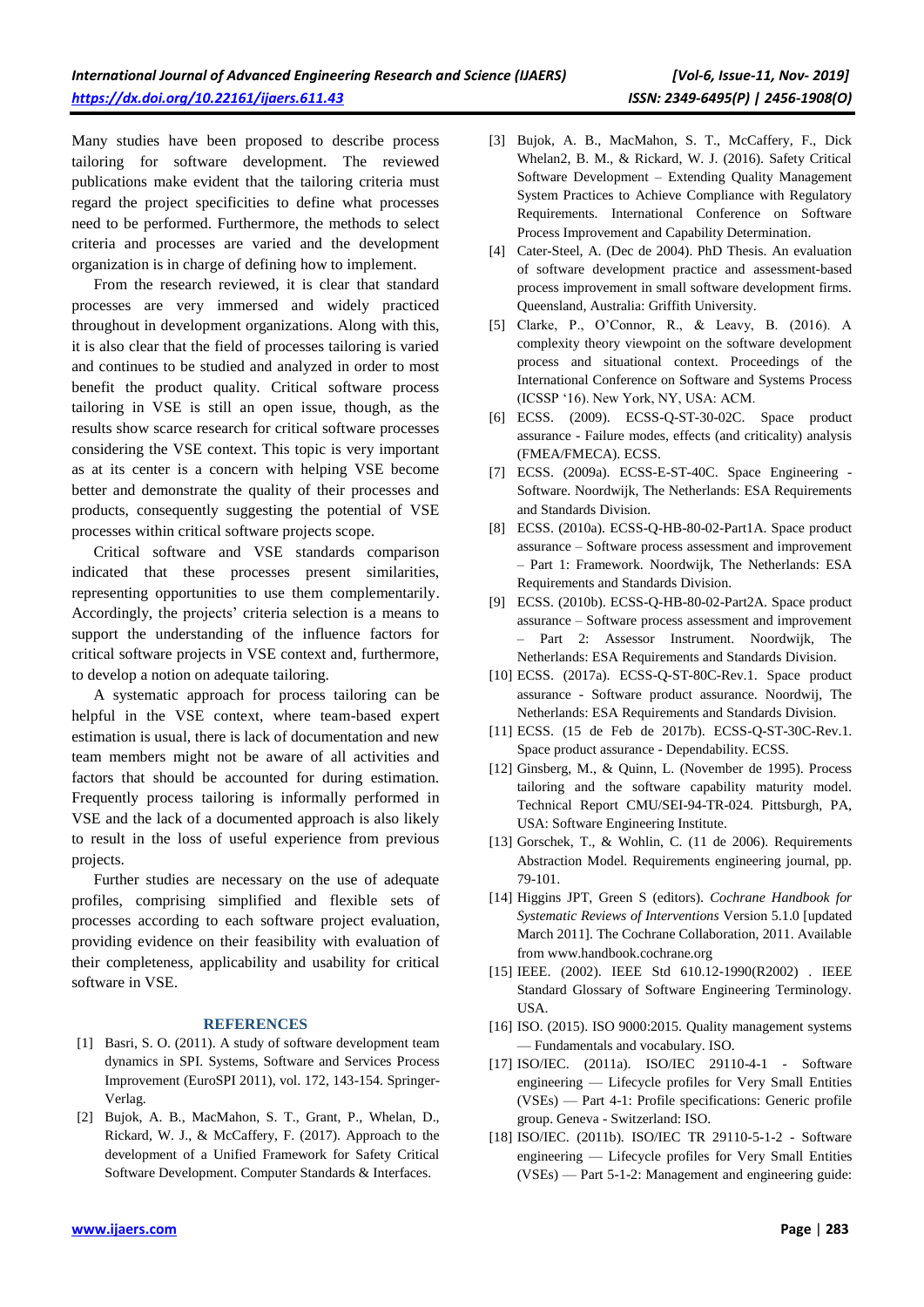Many studies have been proposed to describe process tailoring for software development. The reviewed publications make evident that the tailoring criteria must regard the project specificities to define what processes need to be performed. Furthermore, the methods to select criteria and processes are varied and the development organization is in charge of defining how to implement.

From the research reviewed, it is clear that standard processes are very immersed and widely practiced throughout in development organizations. Along with this, it is also clear that the field of processes tailoring is varied and continues to be studied and analyzed in order to most benefit the product quality. Critical software process tailoring in VSE is still an open issue, though, as the results show scarce research for critical software processes considering the VSE context. This topic is very important as at its center is a concern with helping VSE become better and demonstrate the quality of their processes and products, consequently suggesting the potential of VSE processes within critical software projects scope.

Critical software and VSE standards comparison indicated that these processes present similarities, representing opportunities to use them complementarily. Accordingly, the projects' criteria selection is a means to support the understanding of the influence factors for critical software projects in VSE context and, furthermore, to develop a notion on adequate tailoring.

A systematic approach for process tailoring can be helpful in the VSE context, where team-based expert estimation is usual, there is lack of documentation and new team members might not be aware of all activities and factors that should be accounted for during estimation. Frequently process tailoring is informally performed in VSE and the lack of a documented approach is also likely to result in the loss of useful experience from previous projects.

Further studies are necessary on the use of adequate profiles, comprising simplified and flexible sets of processes according to each software project evaluation, providing evidence on their feasibility with evaluation of their completeness, applicability and usability for critical software in VSE.

## REFERENCES

[1] Basri, S. O. (2011). A study of software development team dynamics in SPI. Systems, Software and Services Process Improvement (EuroSPI 2011), vol. 172, 143-154. Springer-Verlag.

[2] Bujok, A. B., MacMahon, S. T., Grant, P., Whelan, D., Rickard, W. J., & McCaffery, F. (2017). Approach to the development of a Unified Framework for Safety Critical Software Development. Computer Standards & Interfaces.

[3] Bujok, A. B., MacMahon, S. T., McCaffery, F., Dick Whelan2, B. M., & Rickard, W. J. (2016). Safety Critical Software Development – Extending Quality Management System Practices to Achieve Compliance with Regulatory Requirements. International Conference on Software Process Improvement and Capability Determination.

[4] Cater-Steel, A. (Dec de 2004). PhD Thesis. An evaluation of software development practice and assessment-based process improvement in small software development firms. Queensland, Australia: Griffith University.

[5] Clarke, P., O'Connor, R., & Leavy, B. (2016). A complexity theory viewpoint on the software development process and situational context. Proceedings of the International Conference on Software and Systems Process (ICSSP '16). New York, NY, USA: ACM.

[6] ECSS. (2009). ECSS-Q-ST-30-02C. Space product assurance - Failure modes, effects (and criticality) analysis (FMEA/FMECA). ECSS.

[7] ECSS. (2009a). ECSS-E-ST-40C. Space Engineering - Software. Noordwijk, The Netherlands: ESA Requirements and Standards Division.

[8] ECSS. (2010a). ECSS-Q-HB-80-02-Part1A. Space product assurance – Software process assessment and improvement – Part 1: Framework. Noordwijk, The Netherlands: ESA Requirements and Standards Division.

[9] ECSS. (2010b). ECSS-Q-HB-80-02-Part2A. Space product assurance – Software process assessment and improvement – Part 2: Assessor Instrument. Noordwijk, The Netherlands: ESA Requirements and Standards Division.

[10] ECSS. (2017a). ECSS-Q-ST-80C-Rev.1. Space product assurance - Software product assurance. Noordwij, The Netherlands: ESA Requirements and Standards Division.

[11] ECSS. (15 de Feb de 2017b). ECSS-Q-ST-30C-Rev.1. Space product assurance - Dependability. ECSS.

[12] Ginsberg, M., & Quinn, L. (November de 1995). Process tailoring and the software capability maturity model. Technical Report CMU/SEI-94-TR-024. Pittsburgh, PA, USA: Software Engineering Institute.

[13] Gorschek, T., & Wohlin, C. (11 de 2006). Requirements Abstraction Model. Requirements engineering journal, pp. 79-101.

[14] Higgins JPT, Green S (editors). *Cochrane Handbook for Systematic Reviews of Interventions* Version 5.1.0 [updated March 2011]. The Cochrane Collaboration, 2011. Available from www.handbook.cochrane.org

[15] IEEE. (2002). IEEE Std 610.12-1990(R2002) . IEEE Standard Glossary of Software Engineering Terminology. USA.

[16] ISO. (2015). ISO 9000:2015. Quality management systems — Fundamentals and vocabulary. ISO.

[17] ISO/IEC. (2011a). ISO/IEC 29110-4-1 - Software engineering — Lifecycle profiles for Very Small Entities (VSEs) — Part 4-1: Profile specifications: Generic profile group. Geneva - Switzerland: ISO.

[18] ISO/IEC. (2011b). ISO/IEC TR 29110-5-1-2 - Software engineering — Lifecycle profiles for Very Small Entities (VSEs) — Part 5-1-2: Management and engineering guide: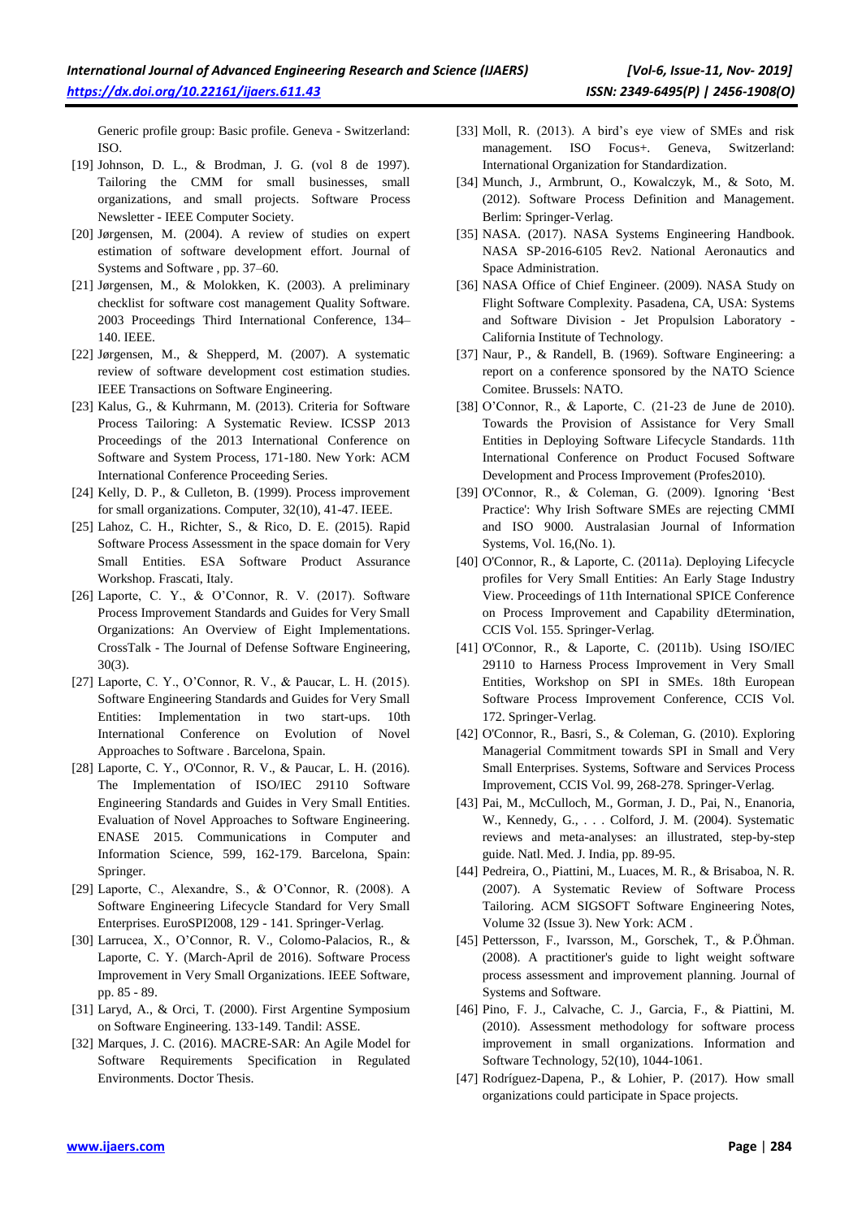Generic profile group: Basic profile. Geneva - Switzerland: ISO.

[19] Johnson, D. L., & Brodman, J. G. (vol 8 de 1997). Tailoring the CMM for small businesses, small organizations, and small projects. Software Process Newsletter - IEEE Computer Society.

[20] Jørgensen, M. (2004). A review of studies on expert estimation of software development effort. Journal of Systems and Software , pp. 37–60.

[21] Jørgensen, M., & Molokken, K. (2003). A preliminary checklist for software cost management Quality Software. 2003 Proceedings Third International Conference, 134–140. IEEE.

[22] Jørgensen, M., & Shepperd, M. (2007). A systematic review of software development cost estimation studies. IEEE Transactions on Software Engineering.

[23] Kalus, G., & Kuhrmann, M. (2013). Criteria for Software Process Tailoring: A Systematic Review. ICSSP 2013 Proceedings of the 2013 International Conference on Software and System Process, 171-180. New York: ACM International Conference Proceeding Series.

[24] Kelly, D. P., & Culleton, B. (1999). Process improvement for small organizations. Computer, 32(10), 41-47. IEEE.

[25] Lahoz, C. H., Richter, S., & Rico, D. E. (2015). Rapid Software Process Assessment in the space domain for Very Small Entities. ESA Software Product Assurance Workshop. Frascati, Italy.

[26] Laporte, C. Y., & O'Connor, R. V. (2017). Software Process Improvement Standards and Guides for Very Small Organizations: An Overview of Eight Implementations. CrossTalk - The Journal of Defense Software Engineering, 30(3).

[27] Laporte, C. Y., O'Connor, R. V., & Paucar, L. H. (2015). Software Engineering Standards and Guides for Very Small Entities: Implementation in two start-ups. 10th International Conference on Evolution of Novel Approaches to Software . Barcelona, Spain.

[28] Laporte, C. Y., O'Connor, R. V., & Paucar, L. H. (2016). The Implementation of ISO/IEC 29110 Software Engineering Standards and Guides in Very Small Entities. Evaluation of Novel Approaches to Software Engineering. ENASE 2015. Communications in Computer and Information Science, 599, 162-179. Barcelona, Spain: Springer.

[29] Laporte, C., Alexandre, S., & O'Connor, R. (2008). A Software Engineering Lifecycle Standard for Very Small Enterprises. EuroSPI2008, 129 - 141. Springer-Verlag.

[30] Larrucea, X., O'Connor, R. V., Colomo-Palacios, R., & Laporte, C. Y. (March-April de 2016). Software Process Improvement in Very Small Organizations. IEEE Software, pp. 85 - 89.

[31] Laryd, A., & Orci, T. (2000). First Argentine Symposium on Software Engineering. 133-149. Tandil: ASSE.

[32] Marques, J. C. (2016). MACRE-SAR: An Agile Model for Software Requirements Specification in Regulated Environments. Doctor Thesis.

[33] Moll, R. (2013). A bird's eye view of SMEs and risk management. ISO Focus+. Geneva, Switzerland: International Organization for Standardization.

[34] Munch, J., Armbrunt, O., Kowalczyk, M., & Soto, M. (2012). Software Process Definition and Management. Berlim: Springer-Verlag.

[35] NASA. (2017). NASA Systems Engineering Handbook. NASA SP-2016-6105 Rev2. National Aeronautics and Space Administration.

[36] NASA Office of Chief Engineer. (2009). NASA Study on Flight Software Complexity. Pasadena, CA, USA: Systems and Software Division - Jet Propulsion Laboratory - California Institute of Technology.

[37] Naur, P., & Randell, B. (1969). Software Engineering: a report on a conference sponsored by the NATO Science Comitee. Brussels: NATO.

[38] O'Connor, R., & Laporte, C. (21-23 de June de 2010). Towards the Provision of Assistance for Very Small Entities in Deploying Software Lifecycle Standards. 11th International Conference on Product Focused Software Development and Process Improvement (Profes2010).

[39] O'Connor, R., & Coleman, G. (2009). Ignoring 'Best Practice': Why Irish Software SMEs are rejecting CMMI and ISO 9000. Australasian Journal of Information Systems, Vol. 16,(No. 1).

[40] O'Connor, R., & Laporte, C. (2011a). Deploying Lifecycle profiles for Very Small Entities: An Early Stage Industry View. Proceedings of 11th International SPICE Conference on Process Improvement and Capability dEtermination, CCIS Vol. 155. Springer-Verlag.

[41] O'Connor, R., & Laporte, C. (2011b). Using ISO/IEC 29110 to Harness Process Improvement in Very Small Entities, Workshop on SPI in SMEs. 18th European Software Process Improvement Conference, CCIS Vol. 172. Springer-Verlag.

[42] O'Connor, R., Basri, S., & Coleman, G. (2010). Exploring Managerial Commitment towards SPI in Small and Very Small Enterprises. Systems, Software and Services Process Improvement, CCIS Vol. 99, 268-278. Springer-Verlag.

[43] Pai, M., McCulloch, M., Gorman, J. D., Pai, N., Enanoria, W., Kennedy, G., . . . Colford, J. M. (2004). Systematic reviews and meta-analyses: an illustrated, step-by-step guide. Natl. Med. J. India, pp. 89-95.

[44] Pedreira, O., Piattini, M., Luaces, M. R., & Brisaboa, N. R. (2007). A Systematic Review of Software Process Tailoring. ACM SIGSOFT Software Engineering Notes, Volume 32 (Issue 3). New York: ACM .

[45] Pettersson, F., Ivarsson, M., Gorschek, T., & P.Öhman. (2008). A practitioner's guide to light weight software process assessment and improvement planning. Journal of Systems and Software.

[46] Pino, F. J., Calvache, C. J., Garcia, F., & Piattini, M. (2010). Assessment methodology for software process improvement in small organizations. Information and Software Technology, 52(10), 1044-1061.

[47] Rodríguez-Dapena, P., & Lohier, P. (2017). How small organizations could participate in Space projects.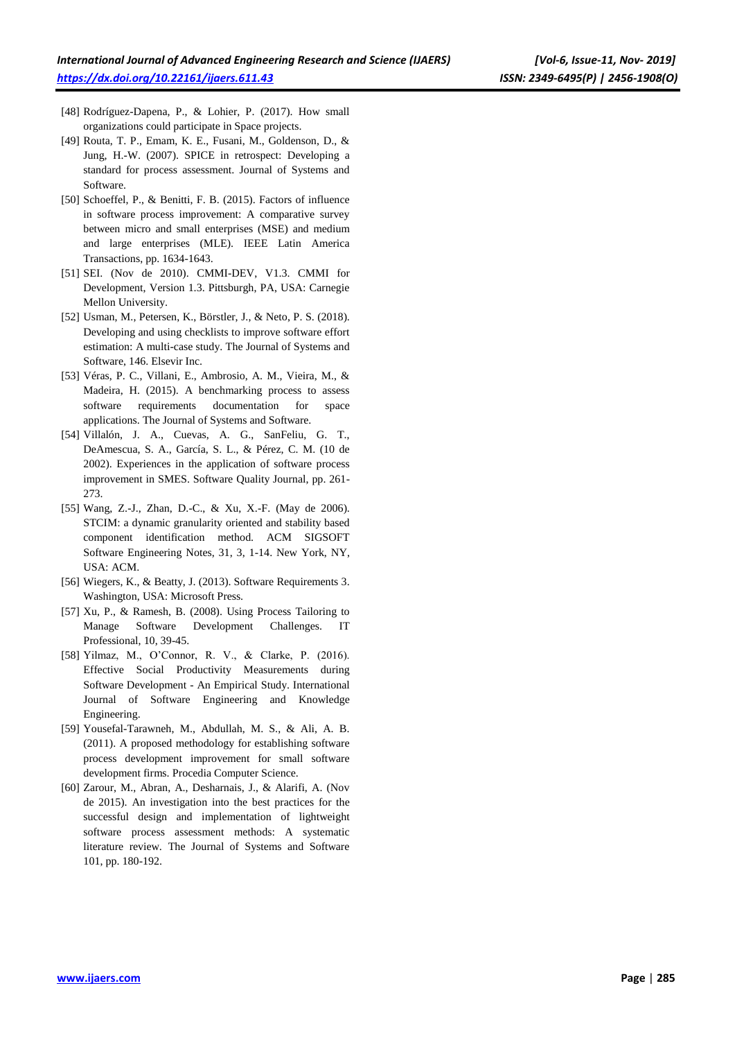[48] Rodríguez-Dapena, P., & Lohier, P. (2017). How small organizations could participate in Space projects.

[49] Routa, T. P., Emam, K. E., Fusani, M., Goldenson, D., & Jung, H.-W. (2007). SPICE in retrospect: Developing a standard for process assessment. Journal of Systems and Software.

[50] Schoeffel, P., & Benitti, F. B. (2015). Factors of influence in software process improvement: A comparative survey between micro and small enterprises (MSE) and medium and large enterprises (MLE). IEEE Latin America Transactions, pp. 1634-1643.

[51] SEI. (Nov de 2010). CMMI-DEV, V1.3. CMMI for Development, Version 1.3. Pittsburgh, PA, USA: Carnegie Mellon University.

[52] Usman, M., Petersen, K., Börstler, J., & Neto, P. S. (2018). Developing and using checklists to improve software effort estimation: A multi-case study. The Journal of Systems and Software, 146. Elsevir Inc.

[53] Véras, P. C., Villani, E., Ambrosio, A. M., Vieira, M., & Madeira, H. (2015). A benchmarking process to assess software requirements documentation for space applications. The Journal of Systems and Software.

[54] Villalón, J. A., Cuevas, A. G., SanFeliu, G. T., DeAmescua, S. A., García, S. L., & Pérez, C. M. (10 de 2002). Experiences in the application of software process improvement in SMES. Software Quality Journal, pp. 261-273.

[55] Wang, Z.-J., Zhan, D.-C., & Xu, X.-F. (May de 2006). STCIM: a dynamic granularity oriented and stability based component identification method. ACM SIGSOFT Software Engineering Notes, 31, 3, 1-14. New York, NY, USA: ACM.

[56] Wiegers, K., & Beatty, J. (2013). Software Requirements 3. Washington, USA: Microsoft Press.

[57] Xu, P., & Ramesh, B. (2008). Using Process Tailoring to Manage Software Development Challenges. IT Professional, 10, 39-45.

[58] Yilmaz, M., O'Connor, R. V., & Clarke, P. (2016). Effective Social Productivity Measurements during Software Development - An Empirical Study. International Journal of Software Engineering and Knowledge Engineering.

[59] Yousefal-Tarawneh, M., Abdullah, M. S., & Ali, A. B. (2011). A proposed methodology for establishing software process development improvement for small software development firms. Procedia Computer Science.

[60] Zarour, M., Abran, A., Desharnais, J., & Alarifi, A. (Nov de 2015). An investigation into the best practices for the successful design and implementation of lightweight software process assessment methods: A systematic literature review. The Journal of Systems and Software 101, pp. 180-192.